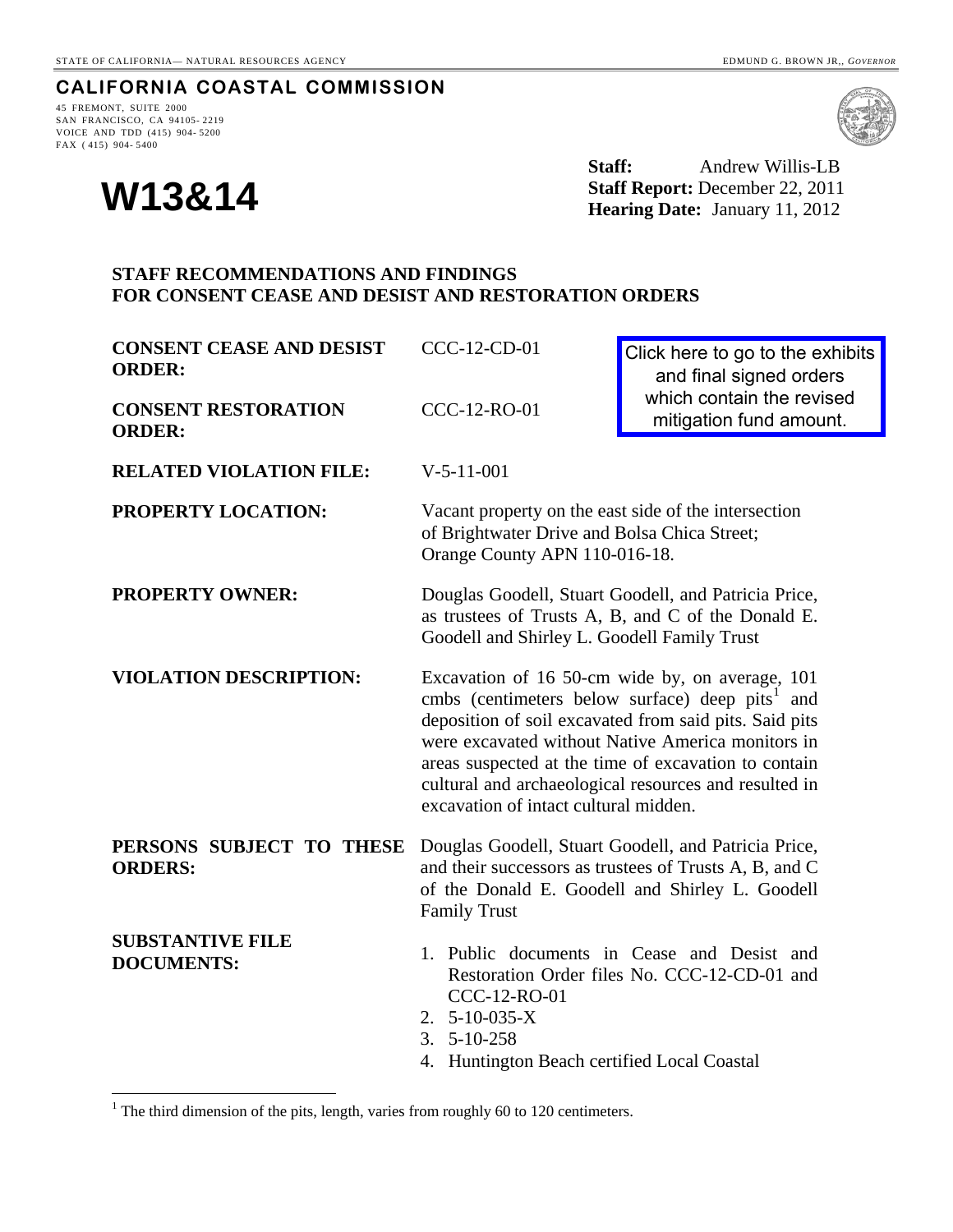STATE OF CALIFORNIA— NATURAL RESOURCES AGENCY EDMUND G. BROWN JR., *GOVERNOR*

## CALIFORNIA COASTAL COMMISSION

45 FREMONT, SUITE 2000
SAN FRANCISCO, CA 94105- 2219
VOICE AND TDD (415) 904- 5200
FAX ( 415) 904- 5400

# W13&14

**Staff:** Andrew Willis-LB
**Staff Report:** December 22, 2011
**Hearing Date:** January 11, 2012

### STAFF RECOMMENDATIONS AND FINDINGS FOR CONSENT CEASE AND DESIST AND RESTORATION ORDERS

Click here to go to the exhibits and final signed orders which contain the revised mitigation fund amount.

**CONSENT CEASE AND DESIST ORDER:** CCC-12-CD-01

**CONSENT RESTORATION ORDER:** CCC-12-RO-01

**RELATED VIOLATION FILE:** V-5-11-001

**PROPERTY LOCATION:** Vacant property on the east side of the intersection of Brightwater Drive and Bolsa Chica Street; Orange County APN 110-016-18.

**PROPERTY OWNER:** Douglas Goodell, Stuart Goodell, and Patricia Price, as trustees of Trusts A, B, and C of the Donald E. Goodell and Shirley L. Goodell Family Trust

**VIOLATION DESCRIPTION:** Excavation of 16 50-cm wide by, on average, 101 cmbs (centimeters below surface) deep pits[1] and deposition of soil excavated from said pits. Said pits were excavated without Native America monitors in areas suspected at the time of excavation to contain cultural and archaeological resources and resulted in excavation of intact cultural midden.

**PERSONS SUBJECT TO THESE ORDERS:** Douglas Goodell, Stuart Goodell, and Patricia Price, and their successors as trustees of Trusts A, B, and C of the Donald E. Goodell and Shirley L. Goodell Family Trust

**SUBSTANTIVE FILE DOCUMENTS:**

1. Public documents in Cease and Desist and Restoration Order files No. CCC-12-CD-01 and CCC-12-RO-01
2. 5-10-035-X
3. 5-10-258
4. Huntington Beach certified Local Coastal

[1] The third dimension of the pits, length, varies from roughly 60 to 120 centimeters.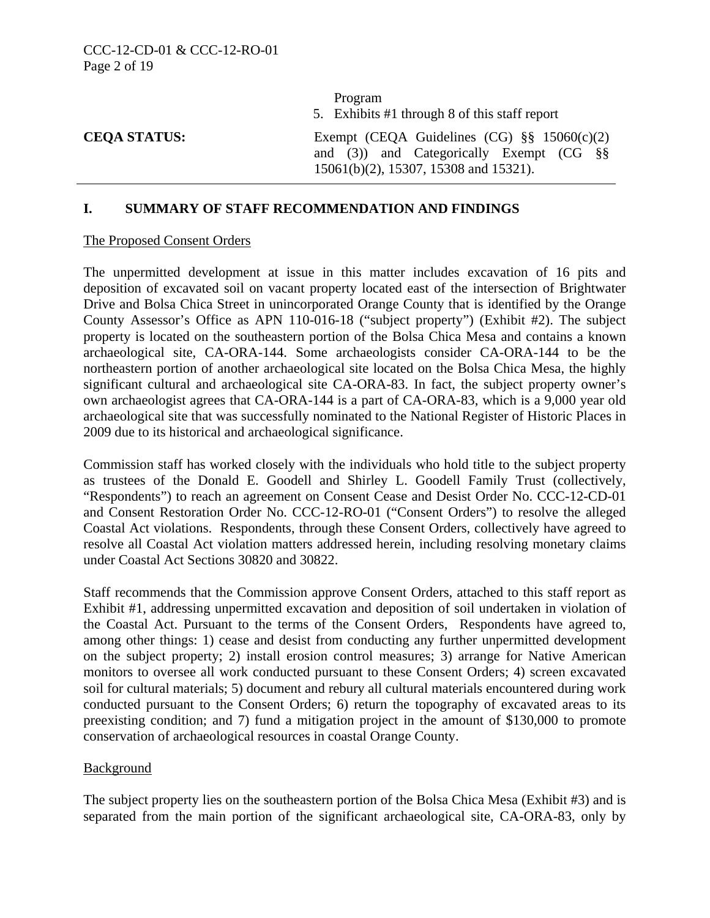Program

5. Exhibits #1 through 8 of this staff report

**CEQA STATUS:** Exempt (CEQA Guidelines (CG) §§ 15060(c)(2) and (3)) and Categorically Exempt (CG §§ 15061(b)(2), 15307, 15308 and 15321).

## I. SUMMARY OF STAFF RECOMMENDATION AND FINDINGS

The Proposed Consent Orders

The unpermitted development at issue in this matter includes excavation of 16 pits and deposition of excavated soil on vacant property located east of the intersection of Brightwater Drive and Bolsa Chica Street in unincorporated Orange County that is identified by the Orange County Assessor's Office as APN 110-016-18 ("subject property") (Exhibit #2). The subject property is located on the southeastern portion of the Bolsa Chica Mesa and contains a known archaeological site, CA-ORA-144. Some archaeologists consider CA-ORA-144 to be the northeastern portion of another archaeological site located on the Bolsa Chica Mesa, the highly significant cultural and archaeological site CA-ORA-83. In fact, the subject property owner's own archaeologist agrees that CA-ORA-144 is a part of CA-ORA-83, which is a 9,000 year old archaeological site that was successfully nominated to the National Register of Historic Places in 2009 due to its historical and archaeological significance.

Commission staff has worked closely with the individuals who hold title to the subject property as trustees of the Donald E. Goodell and Shirley L. Goodell Family Trust (collectively, "Respondents") to reach an agreement on Consent Cease and Desist Order No. CCC-12-CD-01 and Consent Restoration Order No. CCC-12-RO-01 ("Consent Orders") to resolve the alleged Coastal Act violations. Respondents, through these Consent Orders, collectively have agreed to resolve all Coastal Act violation matters addressed herein, including resolving monetary claims under Coastal Act Sections 30820 and 30822.

Staff recommends that the Commission approve Consent Orders, attached to this staff report as Exhibit #1, addressing unpermitted excavation and deposition of soil undertaken in violation of the Coastal Act. Pursuant to the terms of the Consent Orders, Respondents have agreed to, among other things: 1) cease and desist from conducting any further unpermitted development on the subject property; 2) install erosion control measures; 3) arrange for Native American monitors to oversee all work conducted pursuant to these Consent Orders; 4) screen excavated soil for cultural materials; 5) document and rebury all cultural materials encountered during work conducted pursuant to the Consent Orders; 6) return the topography of excavated areas to its preexisting condition; and 7) fund a mitigation project in the amount of $130,000 to promote conservation of archaeological resources in coastal Orange County.

Background

The subject property lies on the southeastern portion of the Bolsa Chica Mesa (Exhibit #3) and is separated from the main portion of the significant archaeological site, CA-ORA-83, only by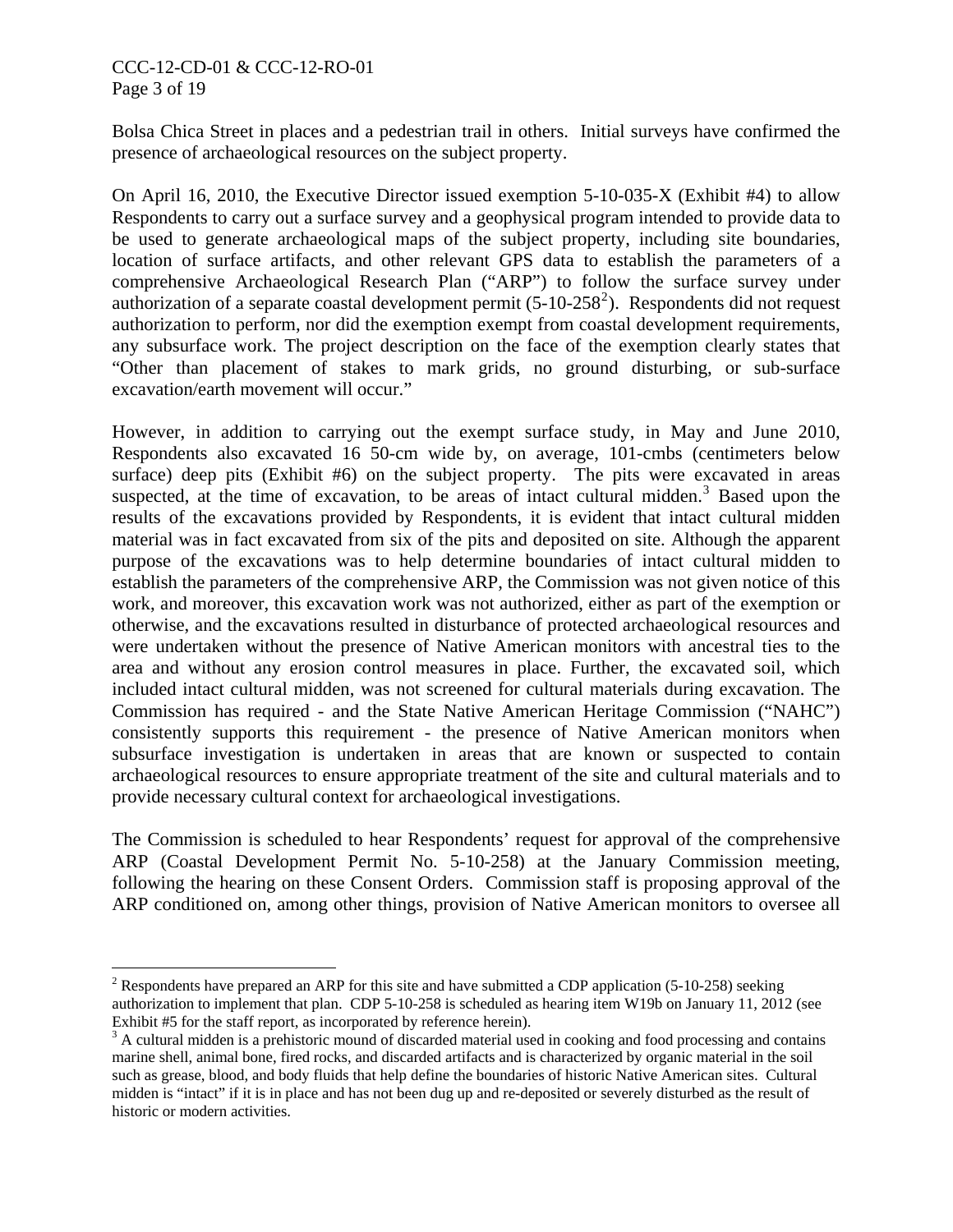Bolsa Chica Street in places and a pedestrian trail in others. Initial surveys have confirmed the presence of archaeological resources on the subject property.

On April 16, 2010, the Executive Director issued exemption 5-10-035-X (Exhibit #4) to allow Respondents to carry out a surface survey and a geophysical program intended to provide data to be used to generate archaeological maps of the subject property, including site boundaries, location of surface artifacts, and other relevant GPS data to establish the parameters of a comprehensive Archaeological Research Plan ("ARP") to follow the surface survey under authorization of a separate coastal development permit (5-10-258[2]). Respondents did not request authorization to perform, nor did the exemption exempt from coastal development requirements, any subsurface work. The project description on the face of the exemption clearly states that "Other than placement of stakes to mark grids, no ground disturbing, or sub-surface excavation/earth movement will occur."

However, in addition to carrying out the exempt surface study, in May and June 2010, Respondents also excavated 16 50-cm wide by, on average, 101-cmbs (centimeters below surface) deep pits (Exhibit #6) on the subject property. The pits were excavated in areas suspected, at the time of excavation, to be areas of intact cultural midden.[3] Based upon the results of the excavations provided by Respondents, it is evident that intact cultural midden material was in fact excavated from six of the pits and deposited on site. Although the apparent purpose of the excavations was to help determine boundaries of intact cultural midden to establish the parameters of the comprehensive ARP, the Commission was not given notice of this work, and moreover, this excavation work was not authorized, either as part of the exemption or otherwise, and the excavations resulted in disturbance of protected archaeological resources and were undertaken without the presence of Native American monitors with ancestral ties to the area and without any erosion control measures in place. Further, the excavated soil, which included intact cultural midden, was not screened for cultural materials during excavation. The Commission has required - and the State Native American Heritage Commission ("NAHC") consistently supports this requirement - the presence of Native American monitors when subsurface investigation is undertaken in areas that are known or suspected to contain archaeological resources to ensure appropriate treatment of the site and cultural materials and to provide necessary cultural context for archaeological investigations.

The Commission is scheduled to hear Respondents' request for approval of the comprehensive ARP (Coastal Development Permit No. 5-10-258) at the January Commission meeting, following the hearing on these Consent Orders. Commission staff is proposing approval of the ARP conditioned on, among other things, provision of Native American monitors to oversee all

---

[2] Respondents have prepared an ARP for this site and have submitted a CDP application (5-10-258) seeking authorization to implement that plan. CDP 5-10-258 is scheduled as hearing item W19b on January 11, 2012 (see Exhibit #5 for the staff report, as incorporated by reference herein).

[3] A cultural midden is a prehistoric mound of discarded material used in cooking and food processing and contains marine shell, animal bone, fired rocks, and discarded artifacts and is characterized by organic material in the soil such as grease, blood, and body fluids that help define the boundaries of historic Native American sites. Cultural midden is "intact" if it is in place and has not been dug up and re-deposited or severely disturbed as the result of historic or modern activities.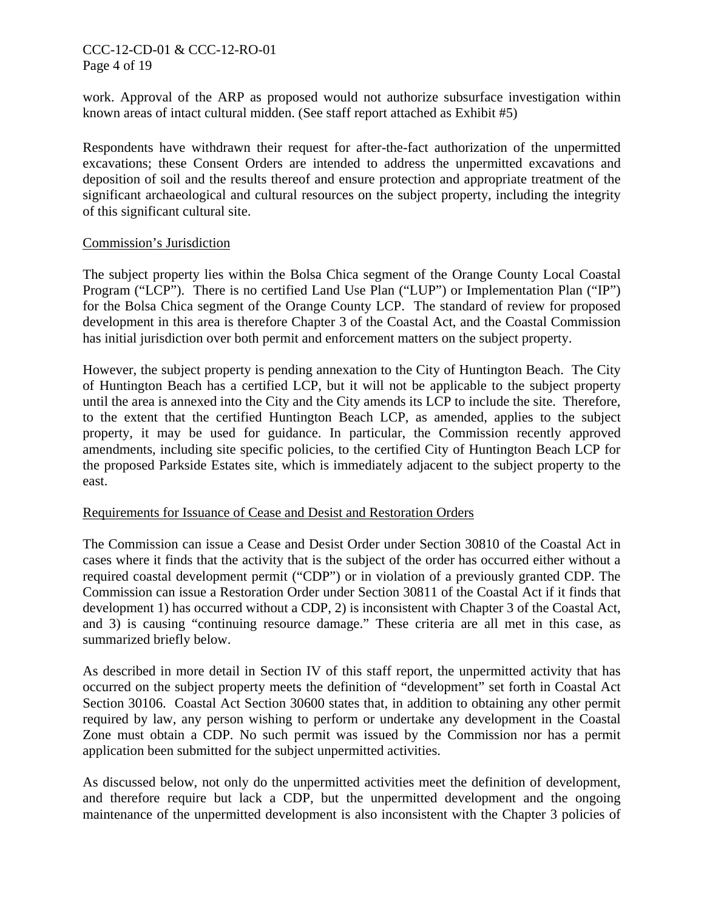work. Approval of the ARP as proposed would not authorize subsurface investigation within known areas of intact cultural midden. (See staff report attached as Exhibit #5)

Respondents have withdrawn their request for after-the-fact authorization of the unpermitted excavations; these Consent Orders are intended to address the unpermitted excavations and deposition of soil and the results thereof and ensure protection and appropriate treatment of the significant archaeological and cultural resources on the subject property, including the integrity of this significant cultural site.

Commission's Jurisdiction

The subject property lies within the Bolsa Chica segment of the Orange County Local Coastal Program ("LCP"). There is no certified Land Use Plan ("LUP") or Implementation Plan ("IP") for the Bolsa Chica segment of the Orange County LCP. The standard of review for proposed development in this area is therefore Chapter 3 of the Coastal Act, and the Coastal Commission has initial jurisdiction over both permit and enforcement matters on the subject property.

However, the subject property is pending annexation to the City of Huntington Beach. The City of Huntington Beach has a certified LCP, but it will not be applicable to the subject property until the area is annexed into the City and the City amends its LCP to include the site. Therefore, to the extent that the certified Huntington Beach LCP, as amended, applies to the subject property, it may be used for guidance. In particular, the Commission recently approved amendments, including site specific policies, to the certified City of Huntington Beach LCP for the proposed Parkside Estates site, which is immediately adjacent to the subject property to the east.

Requirements for Issuance of Cease and Desist and Restoration Orders

The Commission can issue a Cease and Desist Order under Section 30810 of the Coastal Act in cases where it finds that the activity that is the subject of the order has occurred either without a required coastal development permit ("CDP") or in violation of a previously granted CDP. The Commission can issue a Restoration Order under Section 30811 of the Coastal Act if it finds that development 1) has occurred without a CDP, 2) is inconsistent with Chapter 3 of the Coastal Act, and 3) is causing "continuing resource damage." These criteria are all met in this case, as summarized briefly below.

As described in more detail in Section IV of this staff report, the unpermitted activity that has occurred on the subject property meets the definition of "development" set forth in Coastal Act Section 30106. Coastal Act Section 30600 states that, in addition to obtaining any other permit required by law, any person wishing to perform or undertake any development in the Coastal Zone must obtain a CDP. No such permit was issued by the Commission nor has a permit application been submitted for the subject unpermitted activities.

As discussed below, not only do the unpermitted activities meet the definition of development, and therefore require but lack a CDP, but the unpermitted development and the ongoing maintenance of the unpermitted development is also inconsistent with the Chapter 3 policies of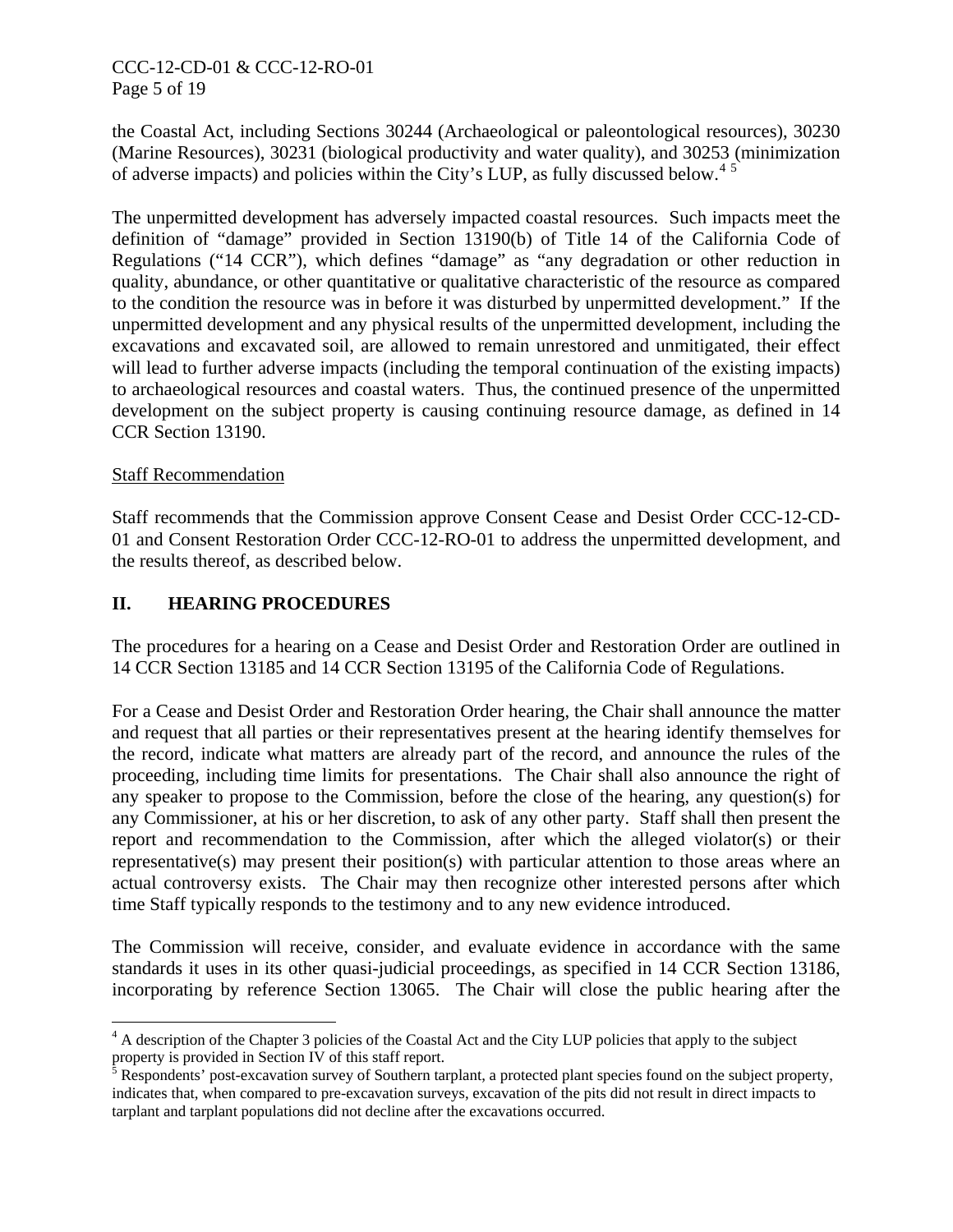the Coastal Act, including Sections 30244 (Archaeological or paleontological resources), 30230 (Marine Resources), 30231 (biological productivity and water quality), and 30253 (minimization of adverse impacts) and policies within the City's LUP, as fully discussed below.[4] [5]

The unpermitted development has adversely impacted coastal resources. Such impacts meet the definition of "damage" provided in Section 13190(b) of Title 14 of the California Code of Regulations ("14 CCR"), which defines "damage" as "any degradation or other reduction in quality, abundance, or other quantitative or qualitative characteristic of the resource as compared to the condition the resource was in before it was disturbed by unpermitted development." If the unpermitted development and any physical results of the unpermitted development, including the excavations and excavated soil, are allowed to remain unrestored and unmitigated, their effect will lead to further adverse impacts (including the temporal continuation of the existing impacts) to archaeological resources and coastal waters. Thus, the continued presence of the unpermitted development on the subject property is causing continuing resource damage, as defined in 14 CCR Section 13190.

Staff Recommendation

Staff recommends that the Commission approve Consent Cease and Desist Order CCC-12-CD-01 and Consent Restoration Order CCC-12-RO-01 to address the unpermitted development, and the results thereof, as described below.

## II. HEARING PROCEDURES

The procedures for a hearing on a Cease and Desist Order and Restoration Order are outlined in 14 CCR Section 13185 and 14 CCR Section 13195 of the California Code of Regulations.

For a Cease and Desist Order and Restoration Order hearing, the Chair shall announce the matter and request that all parties or their representatives present at the hearing identify themselves for the record, indicate what matters are already part of the record, and announce the rules of the proceeding, including time limits for presentations. The Chair shall also announce the right of any speaker to propose to the Commission, before the close of the hearing, any question(s) for any Commissioner, at his or her discretion, to ask of any other party. Staff shall then present the report and recommendation to the Commission, after which the alleged violator(s) or their representative(s) may present their position(s) with particular attention to those areas where an actual controversy exists. The Chair may then recognize other interested persons after which time Staff typically responds to the testimony and to any new evidence introduced.

The Commission will receive, consider, and evaluate evidence in accordance with the same standards it uses in its other quasi-judicial proceedings, as specified in 14 CCR Section 13186, incorporating by reference Section 13065. The Chair will close the public hearing after the

[4] A description of the Chapter 3 policies of the Coastal Act and the City LUP policies that apply to the subject property is provided in Section IV of this staff report.

[5] Respondents' post-excavation survey of Southern tarplant, a protected plant species found on the subject property, indicates that, when compared to pre-excavation surveys, excavation of the pits did not result in direct impacts to tarplant and tarplant populations did not decline after the excavations occurred.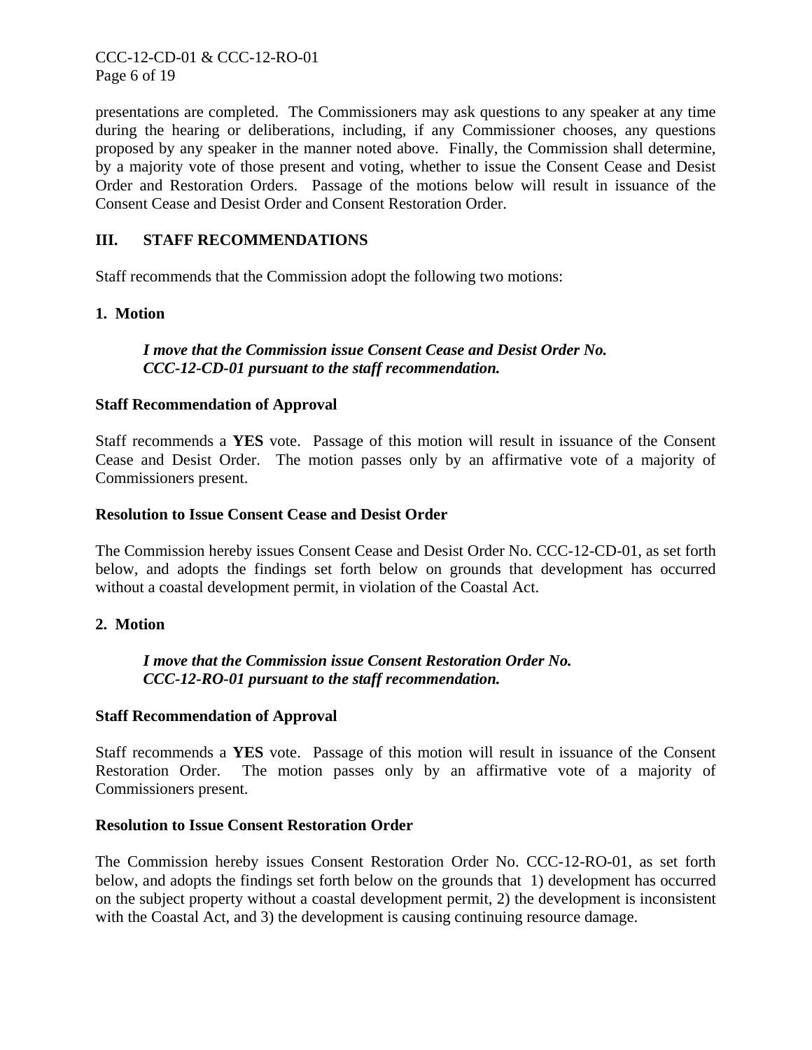presentations are completed. The Commissioners may ask questions to any speaker at any time during the hearing or deliberations, including, if any Commissioner chooses, any questions proposed by any speaker in the manner noted above. Finally, the Commission shall determine, by a majority vote of those present and voting, whether to issue the Consent Cease and Desist Order and Restoration Orders. Passage of the motions below will result in issuance of the Consent Cease and Desist Order and Consent Restoration Order.

## III. STAFF RECOMMENDATIONS

Staff recommends that the Commission adopt the following two motions:

### 1. Motion

> ***I move that the Commission issue Consent Cease and Desist Order No. CCC-12-CD-01 pursuant to the staff recommendation.***

**Staff Recommendation of Approval**

Staff recommends a **YES** vote. Passage of this motion will result in issuance of the Consent Cease and Desist Order. The motion passes only by an affirmative vote of a majority of Commissioners present.

**Resolution to Issue Consent Cease and Desist Order**

The Commission hereby issues Consent Cease and Desist Order No. CCC-12-CD-01, as set forth below, and adopts the findings set forth below on grounds that development has occurred without a coastal development permit, in violation of the Coastal Act.

### 2. Motion

> ***I move that the Commission issue Consent Restoration Order No. CCC-12-RO-01 pursuant to the staff recommendation.***

**Staff Recommendation of Approval**

Staff recommends a **YES** vote. Passage of this motion will result in issuance of the Consent Restoration Order. The motion passes only by an affirmative vote of a majority of Commissioners present.

**Resolution to Issue Consent Restoration Order**

The Commission hereby issues Consent Restoration Order No. CCC-12-RO-01, as set forth below, and adopts the findings set forth below on the grounds that 1) development has occurred on the subject property without a coastal development permit, 2) the development is inconsistent with the Coastal Act, and 3) the development is causing continuing resource damage.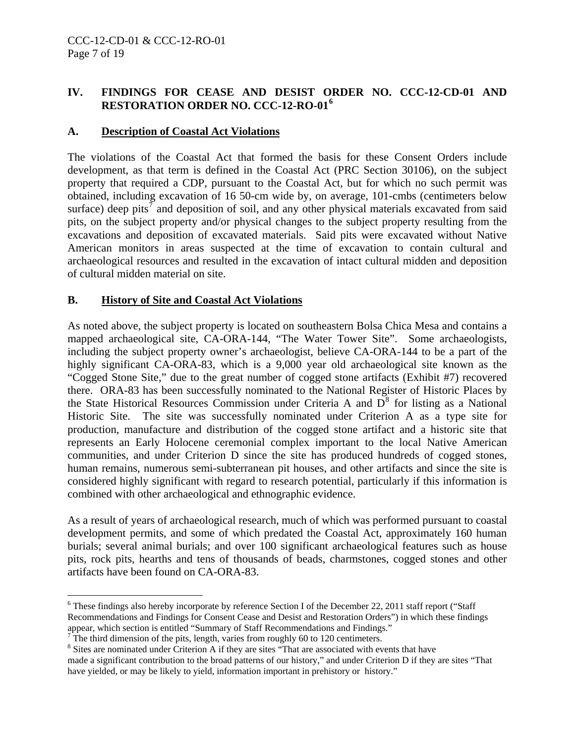## IV. FINDINGS FOR CEASE AND DESIST ORDER NO. CCC-12-CD-01 AND RESTORATION ORDER NO. CCC-12-RO-01[6]

### A. Description of Coastal Act Violations

The violations of the Coastal Act that formed the basis for these Consent Orders include development, as that term is defined in the Coastal Act (PRC Section 30106), on the subject property that required a CDP, pursuant to the Coastal Act, but for which no such permit was obtained, including excavation of 16 50-cm wide by, on average, 101-cmbs (centimeters below surface) deep pits[7] and deposition of soil, and any other physical materials excavated from said pits, on the subject property and/or physical changes to the subject property resulting from the excavations and deposition of excavated materials. Said pits were excavated without Native American monitors in areas suspected at the time of excavation to contain cultural and archaeological resources and resulted in the excavation of intact cultural midden and deposition of cultural midden material on site.

### B. History of Site and Coastal Act Violations

As noted above, the subject property is located on southeastern Bolsa Chica Mesa and contains a mapped archaeological site, CA-ORA-144, "The Water Tower Site". Some archaeologists, including the subject property owner's archaeologist, believe CA-ORA-144 to be a part of the highly significant CA-ORA-83, which is a 9,000 year old archaeological site known as the "Cogged Stone Site," due to the great number of cogged stone artifacts (Exhibit #7) recovered there. ORA-83 has been successfully nominated to the National Register of Historic Places by the State Historical Resources Commission under Criteria A and D[8] for listing as a National Historic Site. The site was successfully nominated under Criterion A as a type site for production, manufacture and distribution of the cogged stone artifact and a historic site that represents an Early Holocene ceremonial complex important to the local Native American communities, and under Criterion D since the site has produced hundreds of cogged stones, human remains, numerous semi-subterranean pit houses, and other artifacts and since the site is considered highly significant with regard to research potential, particularly if this information is combined with other archaeological and ethnographic evidence.

As a result of years of archaeological research, much of which was performed pursuant to coastal development permits, and some of which predated the Coastal Act, approximately 160 human burials; several animal burials; and over 100 significant archaeological features such as house pits, rock pits, hearths and tens of thousands of beads, charmstones, cogged stones and other artifacts have been found on CA-ORA-83.

---

[6] These findings also hereby incorporate by reference Section I of the December 22, 2011 staff report ("Staff Recommendations and Findings for Consent Cease and Desist and Restoration Orders") in which these findings appear, which section is entitled "Summary of Staff Recommendations and Findings."

[7] The third dimension of the pits, length, varies from roughly 60 to 120 centimeters.

[8] Sites are nominated under Criterion A if they are sites "That are associated with events that have made a significant contribution to the broad patterns of our history," and under Criterion D if they are sites "That have yielded, or may be likely to yield, information important in prehistory or history."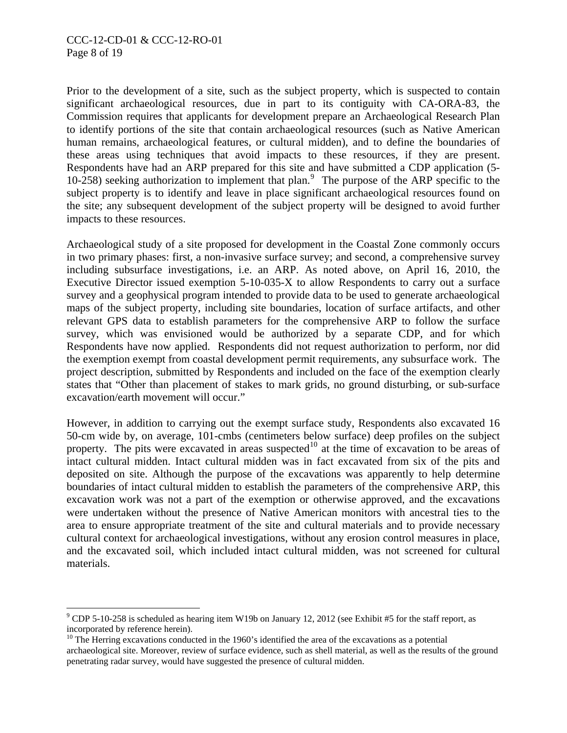Prior to the development of a site, such as the subject property, which is suspected to contain significant archaeological resources, due in part to its contiguity with CA-ORA-83, the Commission requires that applicants for development prepare an Archaeological Research Plan to identify portions of the site that contain archaeological resources (such as Native American human remains, archaeological features, or cultural midden), and to define the boundaries of these areas using techniques that avoid impacts to these resources, if they are present. Respondents have had an ARP prepared for this site and have submitted a CDP application (5-10-258) seeking authorization to implement that plan.[9] The purpose of the ARP specific to the subject property is to identify and leave in place significant archaeological resources found on the site; any subsequent development of the subject property will be designed to avoid further impacts to these resources.

Archaeological study of a site proposed for development in the Coastal Zone commonly occurs in two primary phases: first, a non-invasive surface survey; and second, a comprehensive survey including subsurface investigations, i.e. an ARP. As noted above, on April 16, 2010, the Executive Director issued exemption 5-10-035-X to allow Respondents to carry out a surface survey and a geophysical program intended to provide data to be used to generate archaeological maps of the subject property, including site boundaries, location of surface artifacts, and other relevant GPS data to establish parameters for the comprehensive ARP to follow the surface survey, which was envisioned would be authorized by a separate CDP, and for which Respondents have now applied. Respondents did not request authorization to perform, nor did the exemption exempt from coastal development permit requirements, any subsurface work. The project description, submitted by Respondents and included on the face of the exemption clearly states that "Other than placement of stakes to mark grids, no ground disturbing, or sub-surface excavation/earth movement will occur."

However, in addition to carrying out the exempt surface study, Respondents also excavated 16 50-cm wide by, on average, 101-cmbs (centimeters below surface) deep profiles on the subject property. The pits were excavated in areas suspected[10] at the time of excavation to be areas of intact cultural midden. Intact cultural midden was in fact excavated from six of the pits and deposited on site. Although the purpose of the excavations was apparently to help determine boundaries of intact cultural midden to establish the parameters of the comprehensive ARP, this excavation work was not a part of the exemption or otherwise approved, and the excavations were undertaken without the presence of Native American monitors with ancestral ties to the area to ensure appropriate treatment of the site and cultural materials and to provide necessary cultural context for archaeological investigations, without any erosion control measures in place, and the excavated soil, which included intact cultural midden, was not screened for cultural materials.

---

[9] CDP 5-10-258 is scheduled as hearing item W19b on January 12, 2012 (see Exhibit #5 for the staff report, as incorporated by reference herein).

[10] The Herring excavations conducted in the 1960's identified the area of the excavations as a potential archaeological site. Moreover, review of surface evidence, such as shell material, as well as the results of the ground penetrating radar survey, would have suggested the presence of cultural midden.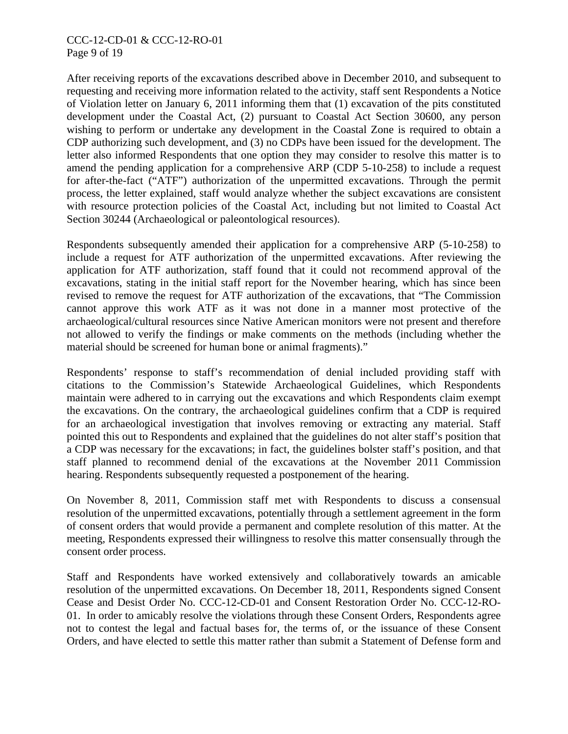After receiving reports of the excavations described above in December 2010, and subsequent to requesting and receiving more information related to the activity, staff sent Respondents a Notice of Violation letter on January 6, 2011 informing them that (1) excavation of the pits constituted development under the Coastal Act, (2) pursuant to Coastal Act Section 30600, any person wishing to perform or undertake any development in the Coastal Zone is required to obtain a CDP authorizing such development, and (3) no CDPs have been issued for the development. The letter also informed Respondents that one option they may consider to resolve this matter is to amend the pending application for a comprehensive ARP (CDP 5-10-258) to include a request for after-the-fact ("ATF") authorization of the unpermitted excavations. Through the permit process, the letter explained, staff would analyze whether the subject excavations are consistent with resource protection policies of the Coastal Act, including but not limited to Coastal Act Section 30244 (Archaeological or paleontological resources).

Respondents subsequently amended their application for a comprehensive ARP (5-10-258) to include a request for ATF authorization of the unpermitted excavations. After reviewing the application for ATF authorization, staff found that it could not recommend approval of the excavations, stating in the initial staff report for the November hearing, which has since been revised to remove the request for ATF authorization of the excavations, that "The Commission cannot approve this work ATF as it was not done in a manner most protective of the archaeological/cultural resources since Native American monitors were not present and therefore not allowed to verify the findings or make comments on the methods (including whether the material should be screened for human bone or animal fragments)."

Respondents' response to staff's recommendation of denial included providing staff with citations to the Commission's Statewide Archaeological Guidelines, which Respondents maintain were adhered to in carrying out the excavations and which Respondents claim exempt the excavations. On the contrary, the archaeological guidelines confirm that a CDP is required for an archaeological investigation that involves removing or extracting any material. Staff pointed this out to Respondents and explained that the guidelines do not alter staff's position that a CDP was necessary for the excavations; in fact, the guidelines bolster staff's position, and that staff planned to recommend denial of the excavations at the November 2011 Commission hearing. Respondents subsequently requested a postponement of the hearing.

On November 8, 2011, Commission staff met with Respondents to discuss a consensual resolution of the unpermitted excavations, potentially through a settlement agreement in the form of consent orders that would provide a permanent and complete resolution of this matter. At the meeting, Respondents expressed their willingness to resolve this matter consensually through the consent order process.

Staff and Respondents have worked extensively and collaboratively towards an amicable resolution of the unpermitted excavations. On December 18, 2011, Respondents signed Consent Cease and Desist Order No. CCC-12-CD-01 and Consent Restoration Order No. CCC-12-RO-01. In order to amicably resolve the violations through these Consent Orders, Respondents agree not to contest the legal and factual bases for, the terms of, or the issuance of these Consent Orders, and have elected to settle this matter rather than submit a Statement of Defense form and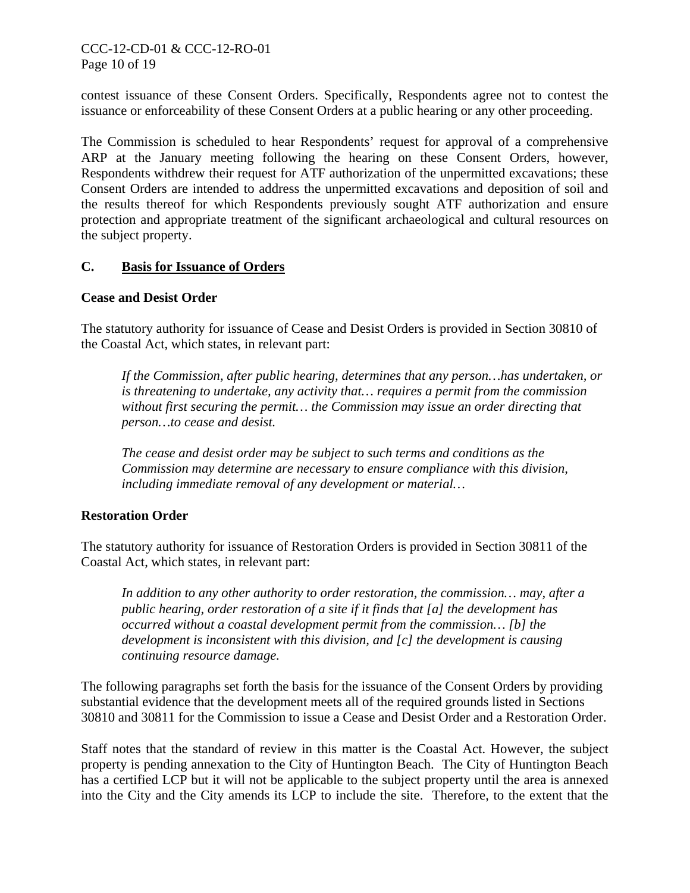contest issuance of these Consent Orders. Specifically, Respondents agree not to contest the issuance or enforceability of these Consent Orders at a public hearing or any other proceeding.

The Commission is scheduled to hear Respondents' request for approval of a comprehensive ARP at the January meeting following the hearing on these Consent Orders, however, Respondents withdrew their request for ATF authorization of the unpermitted excavations; these Consent Orders are intended to address the unpermitted excavations and deposition of soil and the results thereof for which Respondents previously sought ATF authorization and ensure protection and appropriate treatment of the significant archaeological and cultural resources on the subject property.

## C. Basis for Issuance of Orders

### Cease and Desist Order

The statutory authority for issuance of Cease and Desist Orders is provided in Section 30810 of the Coastal Act, which states, in relevant part:

> *If the Commission, after public hearing, determines that any person…has undertaken, or is threatening to undertake, any activity that… requires a permit from the commission without first securing the permit… the Commission may issue an order directing that person…to cease and desist.*
>
> *The cease and desist order may be subject to such terms and conditions as the Commission may determine are necessary to ensure compliance with this division, including immediate removal of any development or material…*

### Restoration Order

The statutory authority for issuance of Restoration Orders is provided in Section 30811 of the Coastal Act, which states, in relevant part:

> *In addition to any other authority to order restoration, the commission… may, after a public hearing, order restoration of a site if it finds that [a] the development has occurred without a coastal development permit from the commission… [b] the development is inconsistent with this division, and [c] the development is causing continuing resource damage.*

The following paragraphs set forth the basis for the issuance of the Consent Orders by providing substantial evidence that the development meets all of the required grounds listed in Sections 30810 and 30811 for the Commission to issue a Cease and Desist Order and a Restoration Order.

Staff notes that the standard of review in this matter is the Coastal Act. However, the subject property is pending annexation to the City of Huntington Beach. The City of Huntington Beach has a certified LCP but it will not be applicable to the subject property until the area is annexed into the City and the City amends its LCP to include the site. Therefore, to the extent that the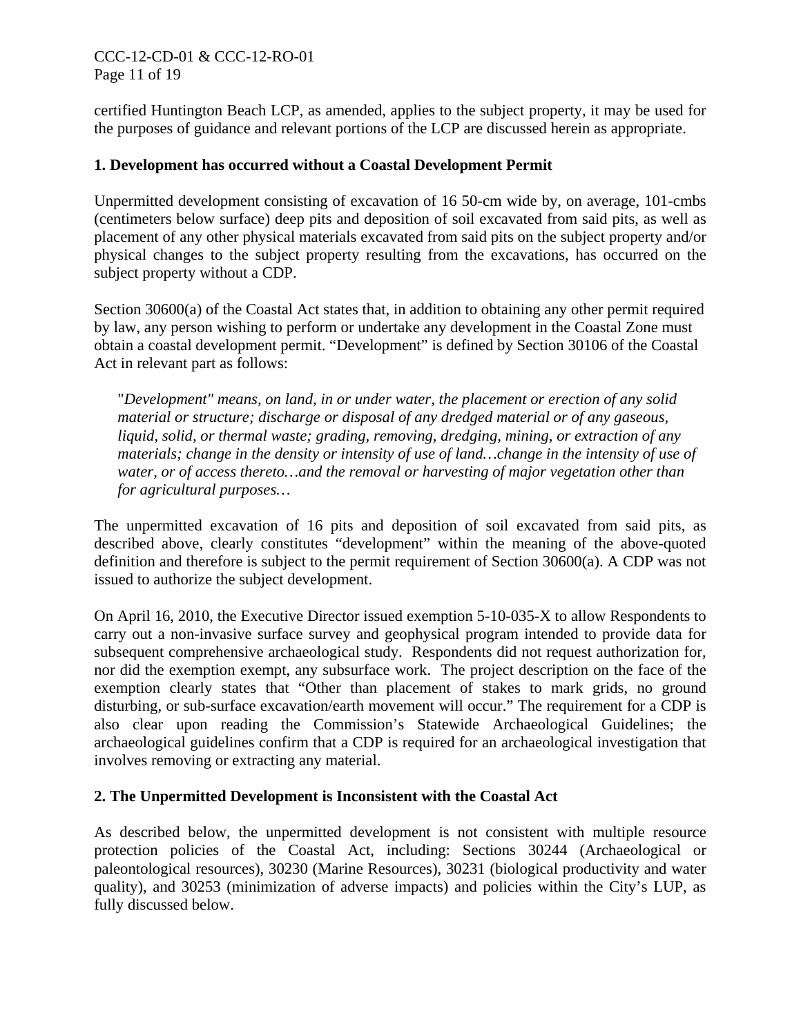certified Huntington Beach LCP, as amended, applies to the subject property, it may be used for the purposes of guidance and relevant portions of the LCP are discussed herein as appropriate.

**1. Development has occurred without a Coastal Development Permit**

Unpermitted development consisting of excavation of 16 50-cm wide by, on average, 101-cmbs (centimeters below surface) deep pits and deposition of soil excavated from said pits, as well as placement of any other physical materials excavated from said pits on the subject property and/or physical changes to the subject property resulting from the excavations, has occurred on the subject property without a CDP.

Section 30600(a) of the Coastal Act states that, in addition to obtaining any other permit required by law, any person wishing to perform or undertake any development in the Coastal Zone must obtain a coastal development permit. "Development" is defined by Section 30106 of the Coastal Act in relevant part as follows:

> "*Development" means, on land, in or under water, the placement or erection of any solid material or structure; discharge or disposal of any dredged material or of any gaseous, liquid, solid, or thermal waste; grading, removing, dredging, mining, or extraction of any materials; change in the density or intensity of use of land…change in the intensity of use of water, or of access thereto…and the removal or harvesting of major vegetation other than for agricultural purposes…*

The unpermitted excavation of 16 pits and deposition of soil excavated from said pits, as described above, clearly constitutes "development" within the meaning of the above-quoted definition and therefore is subject to the permit requirement of Section 30600(a). A CDP was not issued to authorize the subject development.

On April 16, 2010, the Executive Director issued exemption 5-10-035-X to allow Respondents to carry out a non-invasive surface survey and geophysical program intended to provide data for subsequent comprehensive archaeological study. Respondents did not request authorization for, nor did the exemption exempt, any subsurface work. The project description on the face of the exemption clearly states that "Other than placement of stakes to mark grids, no ground disturbing, or sub-surface excavation/earth movement will occur." The requirement for a CDP is also clear upon reading the Commission's Statewide Archaeological Guidelines; the archaeological guidelines confirm that a CDP is required for an archaeological investigation that involves removing or extracting any material.

**2. The Unpermitted Development is Inconsistent with the Coastal Act**

As described below, the unpermitted development is not consistent with multiple resource protection policies of the Coastal Act, including: Sections 30244 (Archaeological or paleontological resources), 30230 (Marine Resources), 30231 (biological productivity and water quality), and 30253 (minimization of adverse impacts) and policies within the City's LUP, as fully discussed below.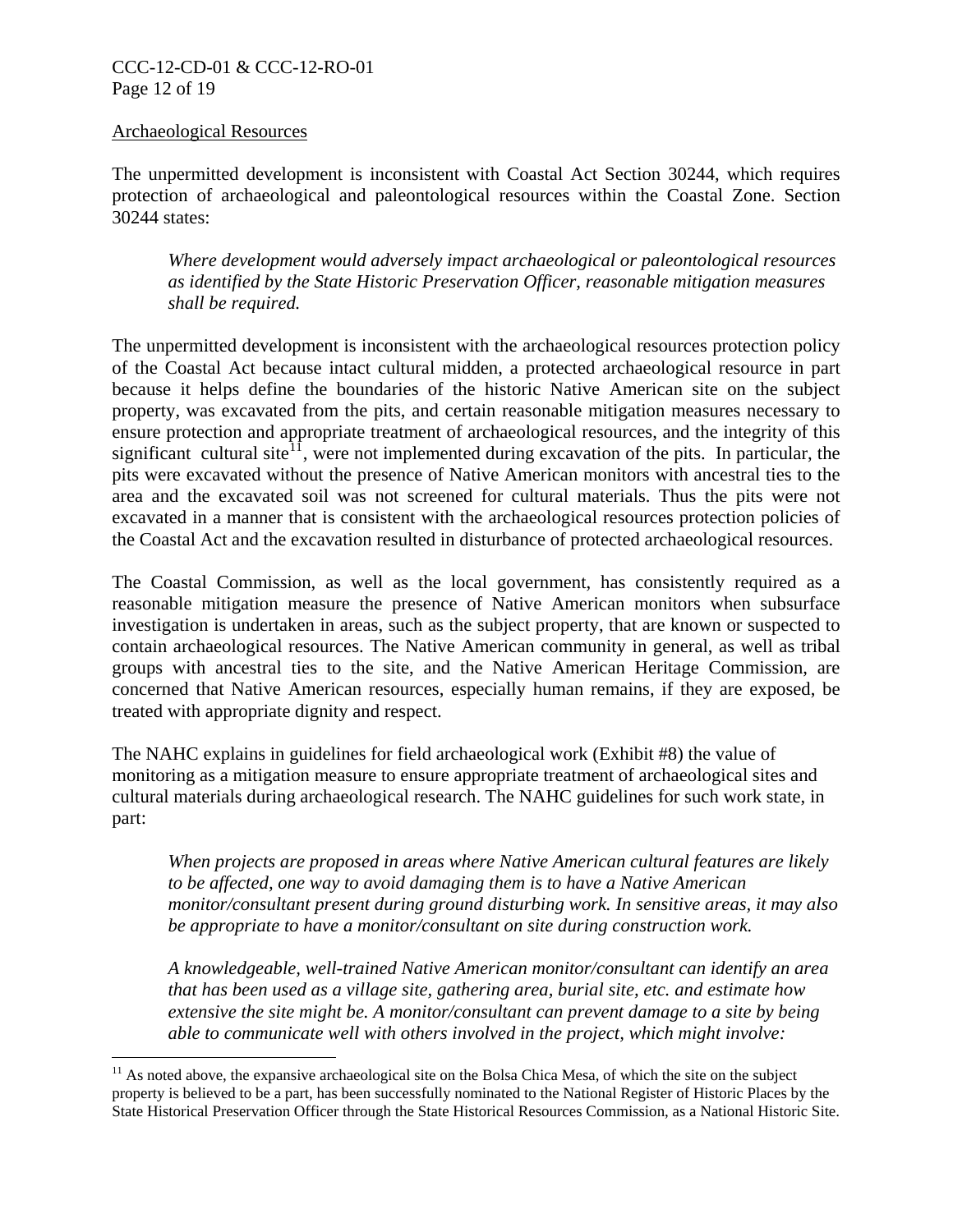Archaeological Resources

The unpermitted development is inconsistent with Coastal Act Section 30244, which requires protection of archaeological and paleontological resources within the Coastal Zone. Section 30244 states:

> *Where development would adversely impact archaeological or paleontological resources as identified by the State Historic Preservation Officer, reasonable mitigation measures shall be required.*

The unpermitted development is inconsistent with the archaeological resources protection policy of the Coastal Act because intact cultural midden, a protected archaeological resource in part because it helps define the boundaries of the historic Native American site on the subject property, was excavated from the pits, and certain reasonable mitigation measures necessary to ensure protection and appropriate treatment of archaeological resources, and the integrity of this significant cultural site[11], were not implemented during excavation of the pits. In particular, the pits were excavated without the presence of Native American monitors with ancestral ties to the area and the excavated soil was not screened for cultural materials. Thus the pits were not excavated in a manner that is consistent with the archaeological resources protection policies of the Coastal Act and the excavation resulted in disturbance of protected archaeological resources.

The Coastal Commission, as well as the local government, has consistently required as a reasonable mitigation measure the presence of Native American monitors when subsurface investigation is undertaken in areas, such as the subject property, that are known or suspected to contain archaeological resources. The Native American community in general, as well as tribal groups with ancestral ties to the site, and the Native American Heritage Commission, are concerned that Native American resources, especially human remains, if they are exposed, be treated with appropriate dignity and respect.

The NAHC explains in guidelines for field archaeological work (Exhibit #8) the value of monitoring as a mitigation measure to ensure appropriate treatment of archaeological sites and cultural materials during archaeological research. The NAHC guidelines for such work state, in part:

> *When projects are proposed in areas where Native American cultural features are likely to be affected, one way to avoid damaging them is to have a Native American monitor/consultant present during ground disturbing work. In sensitive areas, it may also be appropriate to have a monitor/consultant on site during construction work.*
>
> *A knowledgeable, well-trained Native American monitor/consultant can identify an area that has been used as a village site, gathering area, burial site, etc. and estimate how extensive the site might be. A monitor/consultant can prevent damage to a site by being able to communicate well with others involved in the project, which might involve:*

---

[11] As noted above, the expansive archaeological site on the Bolsa Chica Mesa, of which the site on the subject property is believed to be a part, has been successfully nominated to the National Register of Historic Places by the State Historical Preservation Officer through the State Historical Resources Commission, as a National Historic Site.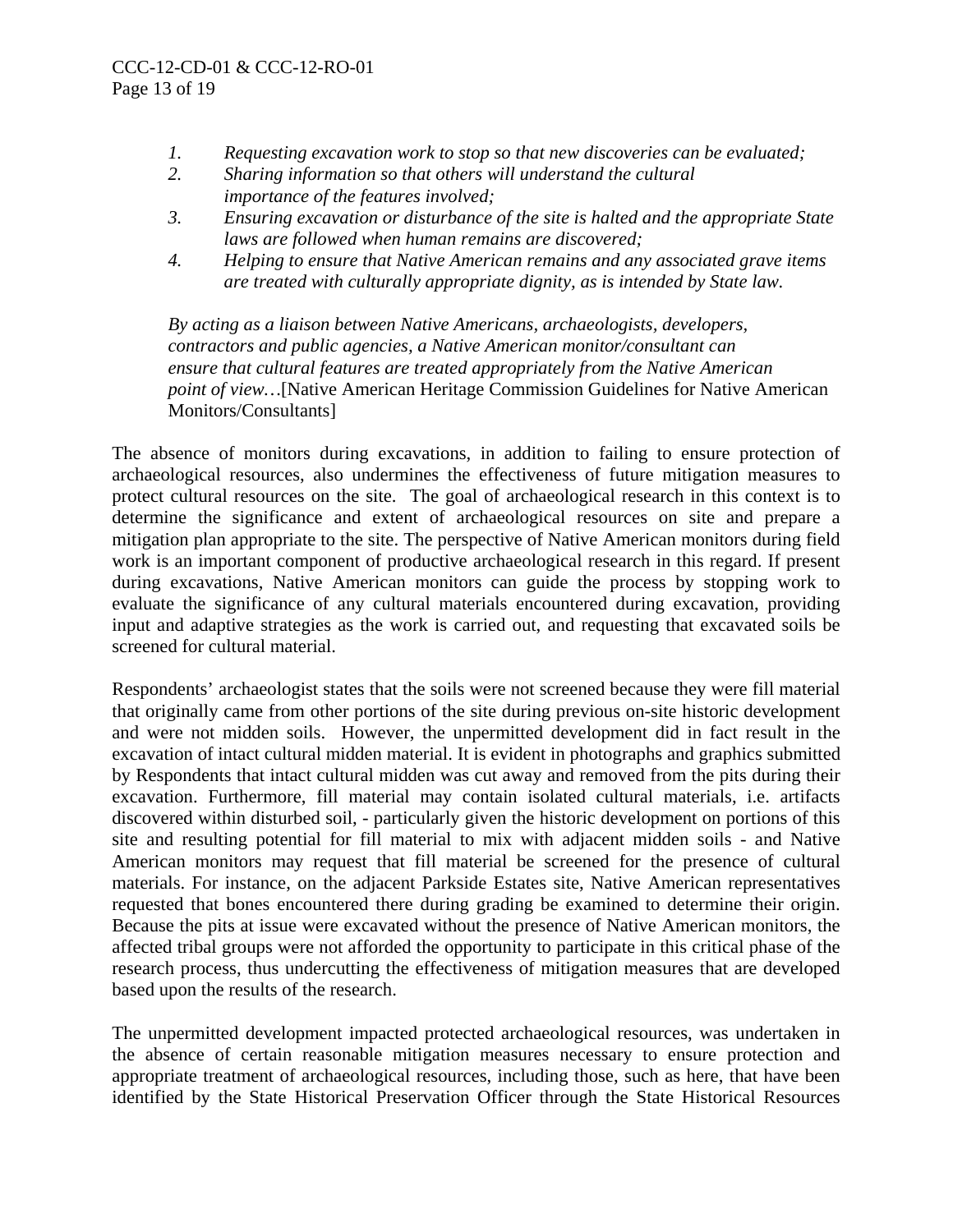> 1. *Requesting excavation work to stop so that new discoveries can be evaluated;*
> 2. *Sharing information so that others will understand the cultural importance of the features involved;*
> 3. *Ensuring excavation or disturbance of the site is halted and the appropriate State laws are followed when human remains are discovered;*
> 4. *Helping to ensure that Native American remains and any associated grave items are treated with culturally appropriate dignity, as is intended by State law.*
>
> *By acting as a liaison between Native Americans, archaeologists, developers, contractors and public agencies, a Native American monitor/consultant can ensure that cultural features are treated appropriately from the Native American point of view…*[Native American Heritage Commission Guidelines for Native American Monitors/Consultants]

The absence of monitors during excavations, in addition to failing to ensure protection of archaeological resources, also undermines the effectiveness of future mitigation measures to protect cultural resources on the site. The goal of archaeological research in this context is to determine the significance and extent of archaeological resources on site and prepare a mitigation plan appropriate to the site. The perspective of Native American monitors during field work is an important component of productive archaeological research in this regard. If present during excavations, Native American monitors can guide the process by stopping work to evaluate the significance of any cultural materials encountered during excavation, providing input and adaptive strategies as the work is carried out, and requesting that excavated soils be screened for cultural material.

Respondents' archaeologist states that the soils were not screened because they were fill material that originally came from other portions of the site during previous on-site historic development and were not midden soils. However, the unpermitted development did in fact result in the excavation of intact cultural midden material. It is evident in photographs and graphics submitted by Respondents that intact cultural midden was cut away and removed from the pits during their excavation. Furthermore, fill material may contain isolated cultural materials, i.e. artifacts discovered within disturbed soil, - particularly given the historic development on portions of this site and resulting potential for fill material to mix with adjacent midden soils - and Native American monitors may request that fill material be screened for the presence of cultural materials. For instance, on the adjacent Parkside Estates site, Native American representatives requested that bones encountered there during grading be examined to determine their origin. Because the pits at issue were excavated without the presence of Native American monitors, the affected tribal groups were not afforded the opportunity to participate in this critical phase of the research process, thus undercutting the effectiveness of mitigation measures that are developed based upon the results of the research.

The unpermitted development impacted protected archaeological resources, was undertaken in the absence of certain reasonable mitigation measures necessary to ensure protection and appropriate treatment of archaeological resources, including those, such as here, that have been identified by the State Historical Preservation Officer through the State Historical Resources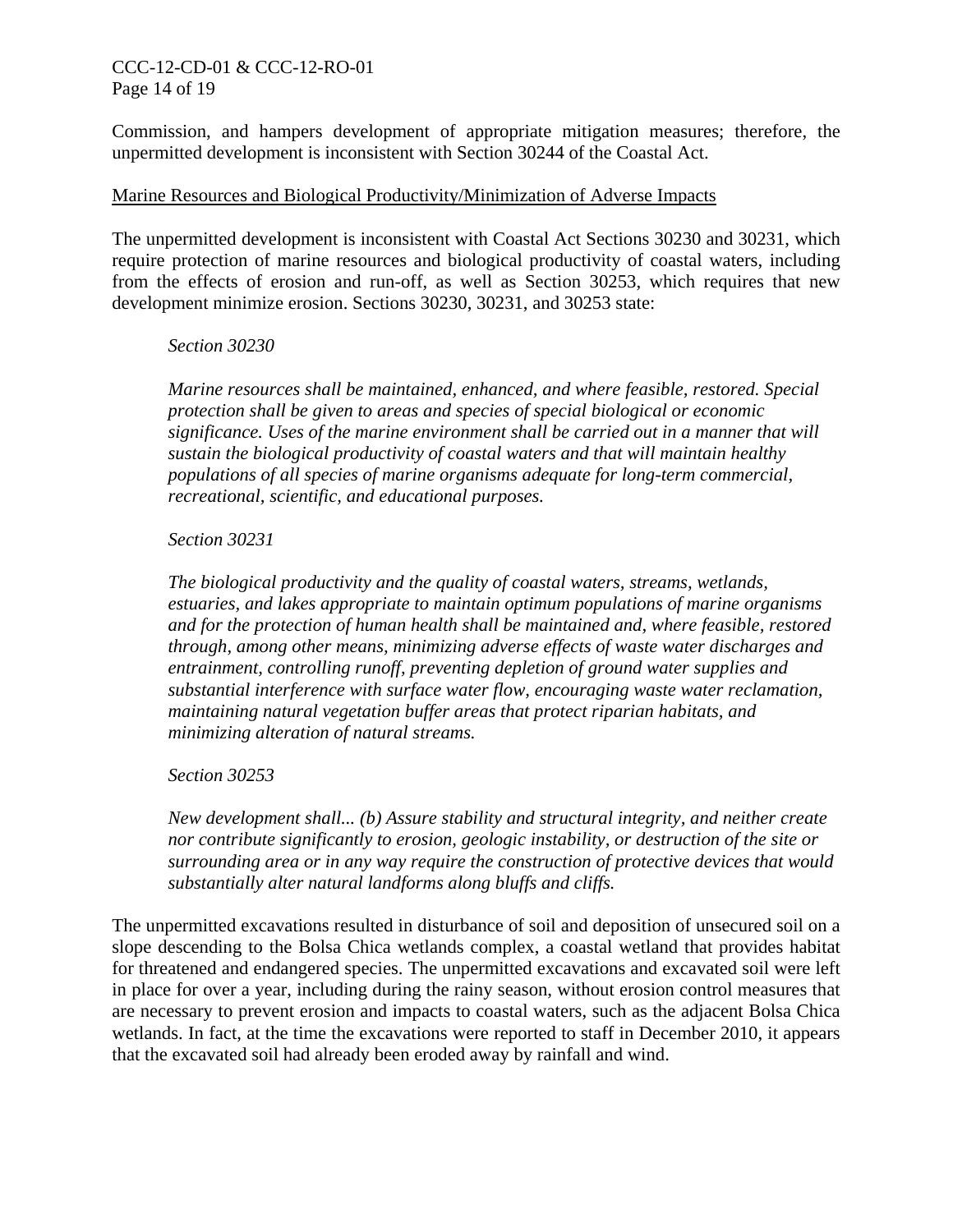Commission, and hampers development of appropriate mitigation measures; therefore, the unpermitted development is inconsistent with Section 30244 of the Coastal Act.

<u>Marine Resources and Biological Productivity/Minimization of Adverse Impacts</u>

The unpermitted development is inconsistent with Coastal Act Sections 30230 and 30231, which require protection of marine resources and biological productivity of coastal waters, including from the effects of erosion and run-off, as well as Section 30253, which requires that new development minimize erosion. Sections 30230, 30231, and 30253 state:

> *Section 30230*
>
> *Marine resources shall be maintained, enhanced, and where feasible, restored. Special protection shall be given to areas and species of special biological or economic significance. Uses of the marine environment shall be carried out in a manner that will sustain the biological productivity of coastal waters and that will maintain healthy populations of all species of marine organisms adequate for long-term commercial, recreational, scientific, and educational purposes.*
>
> *Section 30231*
>
> *The biological productivity and the quality of coastal waters, streams, wetlands, estuaries, and lakes appropriate to maintain optimum populations of marine organisms and for the protection of human health shall be maintained and, where feasible, restored through, among other means, minimizing adverse effects of waste water discharges and entrainment, controlling runoff, preventing depletion of ground water supplies and substantial interference with surface water flow, encouraging waste water reclamation, maintaining natural vegetation buffer areas that protect riparian habitats, and minimizing alteration of natural streams.*
>
> *Section 30253*
>
> *New development shall... (b) Assure stability and structural integrity, and neither create nor contribute significantly to erosion, geologic instability, or destruction of the site or surrounding area or in any way require the construction of protective devices that would substantially alter natural landforms along bluffs and cliffs.*

The unpermitted excavations resulted in disturbance of soil and deposition of unsecured soil on a slope descending to the Bolsa Chica wetlands complex, a coastal wetland that provides habitat for threatened and endangered species. The unpermitted excavations and excavated soil were left in place for over a year, including during the rainy season, without erosion control measures that are necessary to prevent erosion and impacts to coastal waters, such as the adjacent Bolsa Chica wetlands. In fact, at the time the excavations were reported to staff in December 2010, it appears that the excavated soil had already been eroded away by rainfall and wind.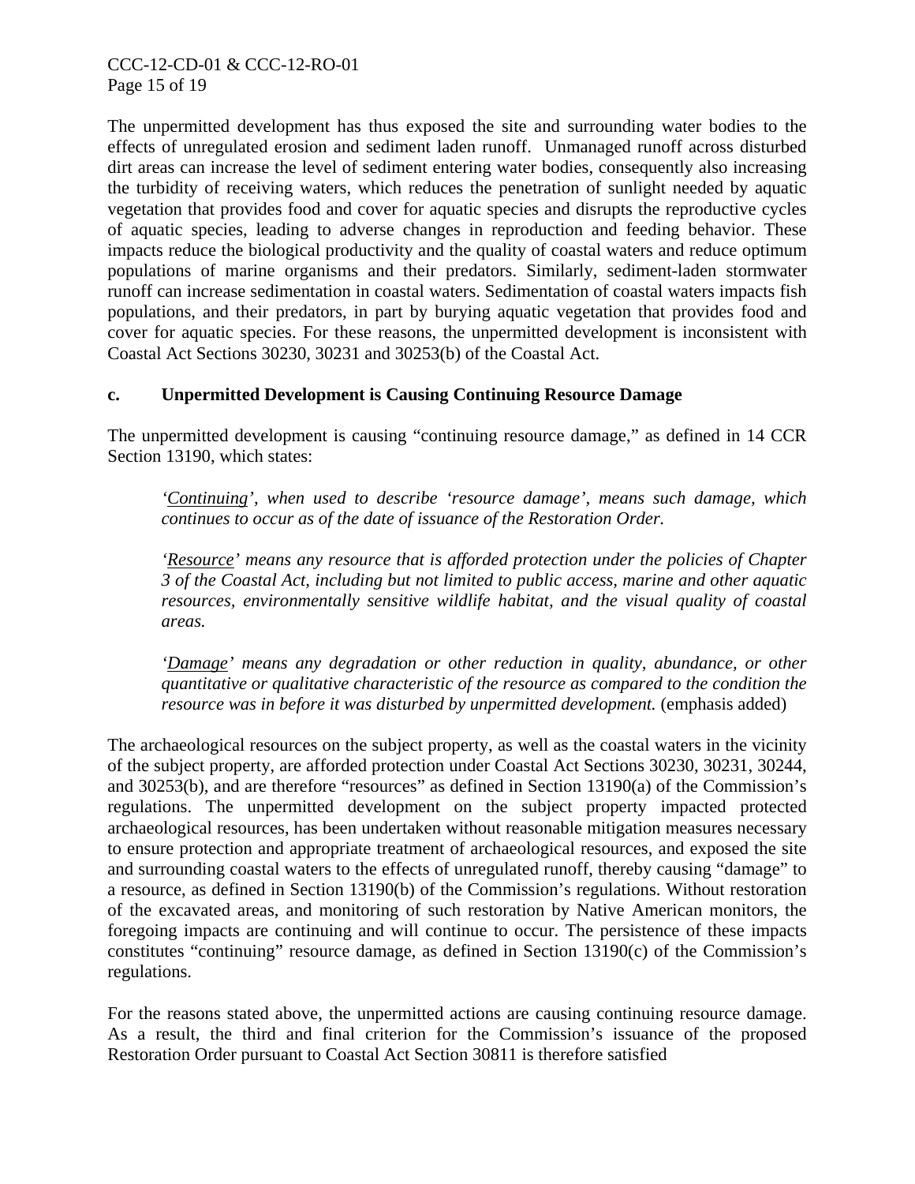The unpermitted development has thus exposed the site and surrounding water bodies to the effects of unregulated erosion and sediment laden runoff. Unmanaged runoff across disturbed dirt areas can increase the level of sediment entering water bodies, consequently also increasing the turbidity of receiving waters, which reduces the penetration of sunlight needed by aquatic vegetation that provides food and cover for aquatic species and disrupts the reproductive cycles of aquatic species, leading to adverse changes in reproduction and feeding behavior. These impacts reduce the biological productivity and the quality of coastal waters and reduce optimum populations of marine organisms and their predators. Similarly, sediment-laden stormwater runoff can increase sedimentation in coastal waters. Sedimentation of coastal waters impacts fish populations, and their predators, in part by burying aquatic vegetation that provides food and cover for aquatic species. For these reasons, the unpermitted development is inconsistent with Coastal Act Sections 30230, 30231 and 30253(b) of the Coastal Act.

### c. Unpermitted Development is Causing Continuing Resource Damage

The unpermitted development is causing "continuing resource damage," as defined in 14 CCR Section 13190, which states:

> *'<u>Continuing</u>', when used to describe 'resource damage', means such damage, which continues to occur as of the date of issuance of the Restoration Order.*
>
> *'<u>Resource</u>' means any resource that is afforded protection under the policies of Chapter 3 of the Coastal Act, including but not limited to public access, marine and other aquatic resources, environmentally sensitive wildlife habitat, and the visual quality of coastal areas.*
>
> *'<u>Damage</u>' means any degradation or other reduction in quality, abundance, or other quantitative or qualitative characteristic of the resource as compared to the condition the resource was in before it was disturbed by unpermitted development.* (emphasis added)

The archaeological resources on the subject property, as well as the coastal waters in the vicinity of the subject property, are afforded protection under Coastal Act Sections 30230, 30231, 30244, and 30253(b), and are therefore "resources" as defined in Section 13190(a) of the Commission's regulations. The unpermitted development on the subject property impacted protected archaeological resources, has been undertaken without reasonable mitigation measures necessary to ensure protection and appropriate treatment of archaeological resources, and exposed the site and surrounding coastal waters to the effects of unregulated runoff, thereby causing "damage" to a resource, as defined in Section 13190(b) of the Commission's regulations. Without restoration of the excavated areas, and monitoring of such restoration by Native American monitors, the foregoing impacts are continuing and will continue to occur. The persistence of these impacts constitutes "continuing" resource damage, as defined in Section 13190(c) of the Commission's regulations.

For the reasons stated above, the unpermitted actions are causing continuing resource damage. As a result, the third and final criterion for the Commission's issuance of the proposed Restoration Order pursuant to Coastal Act Section 30811 is therefore satisfied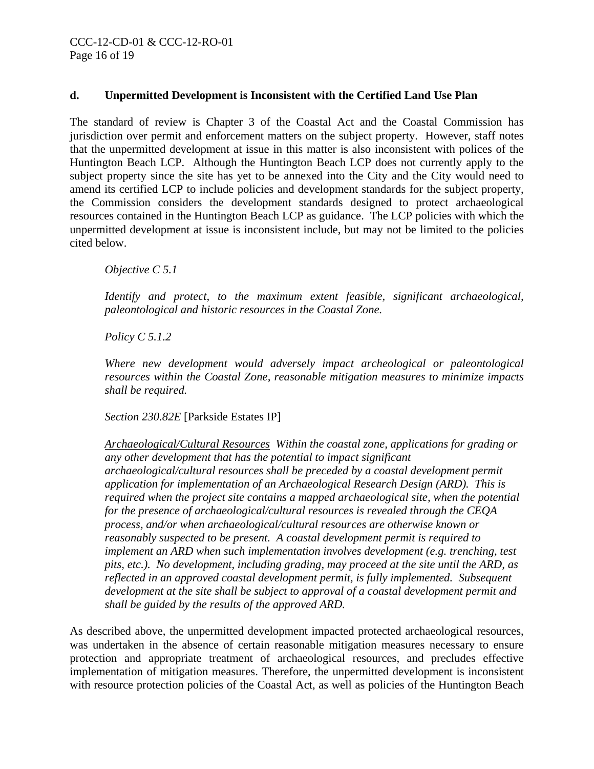**d. Unpermitted Development is Inconsistent with the Certified Land Use Plan**

The standard of review is Chapter 3 of the Coastal Act and the Coastal Commission has jurisdiction over permit and enforcement matters on the subject property. However, staff notes that the unpermitted development at issue in this matter is also inconsistent with polices of the Huntington Beach LCP. Although the Huntington Beach LCP does not currently apply to the subject property since the site has yet to be annexed into the City and the City would need to amend its certified LCP to include policies and development standards for the subject property, the Commission considers the development standards designed to protect archaeological resources contained in the Huntington Beach LCP as guidance. The LCP policies with which the unpermitted development at issue is inconsistent include, but may not be limited to the policies cited below.

> *Objective C 5.1*
>
> *Identify and protect, to the maximum extent feasible, significant archaeological, paleontological and historic resources in the Coastal Zone.*
>
> *Policy C 5.1.2*
>
> *Where new development would adversely impact archeological or paleontological resources within the Coastal Zone, reasonable mitigation measures to minimize impacts shall be required.*
>
> *Section 230.82E* [Parkside Estates IP]
>
> <u>*Archaeological/Cultural Resources*</u> *Within the coastal zone, applications for grading or any other development that has the potential to impact significant archaeological/cultural resources shall be preceded by a coastal development permit application for implementation of an Archaeological Research Design (ARD). This is required when the project site contains a mapped archaeological site, when the potential for the presence of archaeological/cultural resources is revealed through the CEQA process, and/or when archaeological/cultural resources are otherwise known or reasonably suspected to be present. A coastal development permit is required to implement an ARD when such implementation involves development (e.g. trenching, test pits, etc.). No development, including grading, may proceed at the site until the ARD, as reflected in an approved coastal development permit, is fully implemented. Subsequent development at the site shall be subject to approval of a coastal development permit and shall be guided by the results of the approved ARD.*

As described above, the unpermitted development impacted protected archaeological resources, was undertaken in the absence of certain reasonable mitigation measures necessary to ensure protection and appropriate treatment of archaeological resources, and precludes effective implementation of mitigation measures. Therefore, the unpermitted development is inconsistent with resource protection policies of the Coastal Act, as well as policies of the Huntington Beach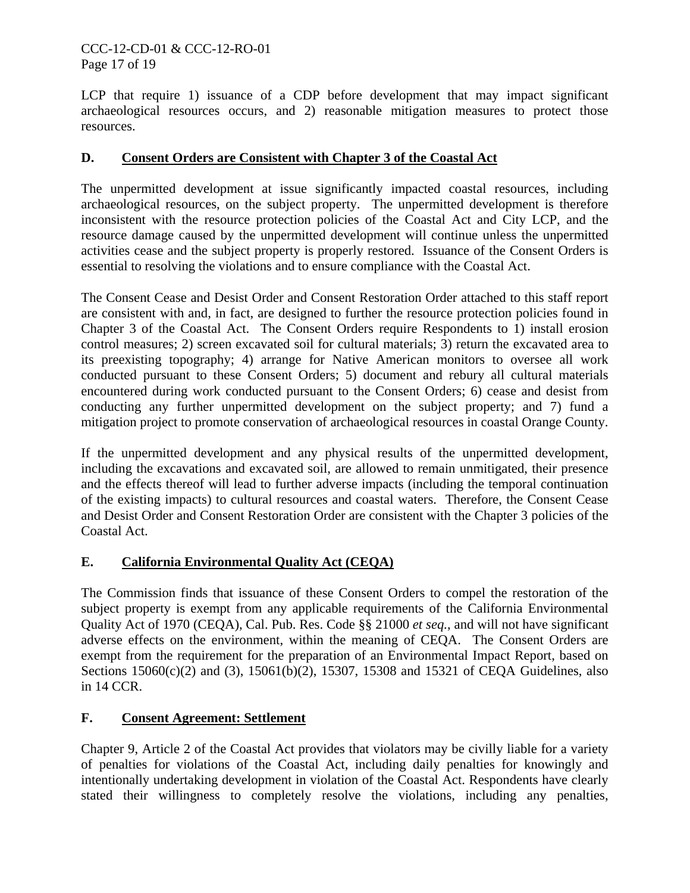LCP that require 1) issuance of a CDP before development that may impact significant archaeological resources occurs, and 2) reasonable mitigation measures to protect those resources.

## D. Consent Orders are Consistent with Chapter 3 of the Coastal Act

The unpermitted development at issue significantly impacted coastal resources, including archaeological resources, on the subject property. The unpermitted development is therefore inconsistent with the resource protection policies of the Coastal Act and City LCP, and the resource damage caused by the unpermitted development will continue unless the unpermitted activities cease and the subject property is properly restored. Issuance of the Consent Orders is essential to resolving the violations and to ensure compliance with the Coastal Act.

The Consent Cease and Desist Order and Consent Restoration Order attached to this staff report are consistent with and, in fact, are designed to further the resource protection policies found in Chapter 3 of the Coastal Act. The Consent Orders require Respondents to 1) install erosion control measures; 2) screen excavated soil for cultural materials; 3) return the excavated area to its preexisting topography; 4) arrange for Native American monitors to oversee all work conducted pursuant to these Consent Orders; 5) document and rebury all cultural materials encountered during work conducted pursuant to the Consent Orders; 6) cease and desist from conducting any further unpermitted development on the subject property; and 7) fund a mitigation project to promote conservation of archaeological resources in coastal Orange County.

If the unpermitted development and any physical results of the unpermitted development, including the excavations and excavated soil, are allowed to remain unmitigated, their presence and the effects thereof will lead to further adverse impacts (including the temporal continuation of the existing impacts) to cultural resources and coastal waters. Therefore, the Consent Cease and Desist Order and Consent Restoration Order are consistent with the Chapter 3 policies of the Coastal Act.

## E. California Environmental Quality Act (CEQA)

The Commission finds that issuance of these Consent Orders to compel the restoration of the subject property is exempt from any applicable requirements of the California Environmental Quality Act of 1970 (CEQA), Cal. Pub. Res. Code §§ 21000 *et seq.*, and will not have significant adverse effects on the environment, within the meaning of CEQA. The Consent Orders are exempt from the requirement for the preparation of an Environmental Impact Report, based on Sections 15060(c)(2) and (3), 15061(b)(2), 15307, 15308 and 15321 of CEQA Guidelines, also in 14 CCR.

## F. Consent Agreement: Settlement

Chapter 9, Article 2 of the Coastal Act provides that violators may be civilly liable for a variety of penalties for violations of the Coastal Act, including daily penalties for knowingly and intentionally undertaking development in violation of the Coastal Act. Respondents have clearly stated their willingness to completely resolve the violations, including any penalties,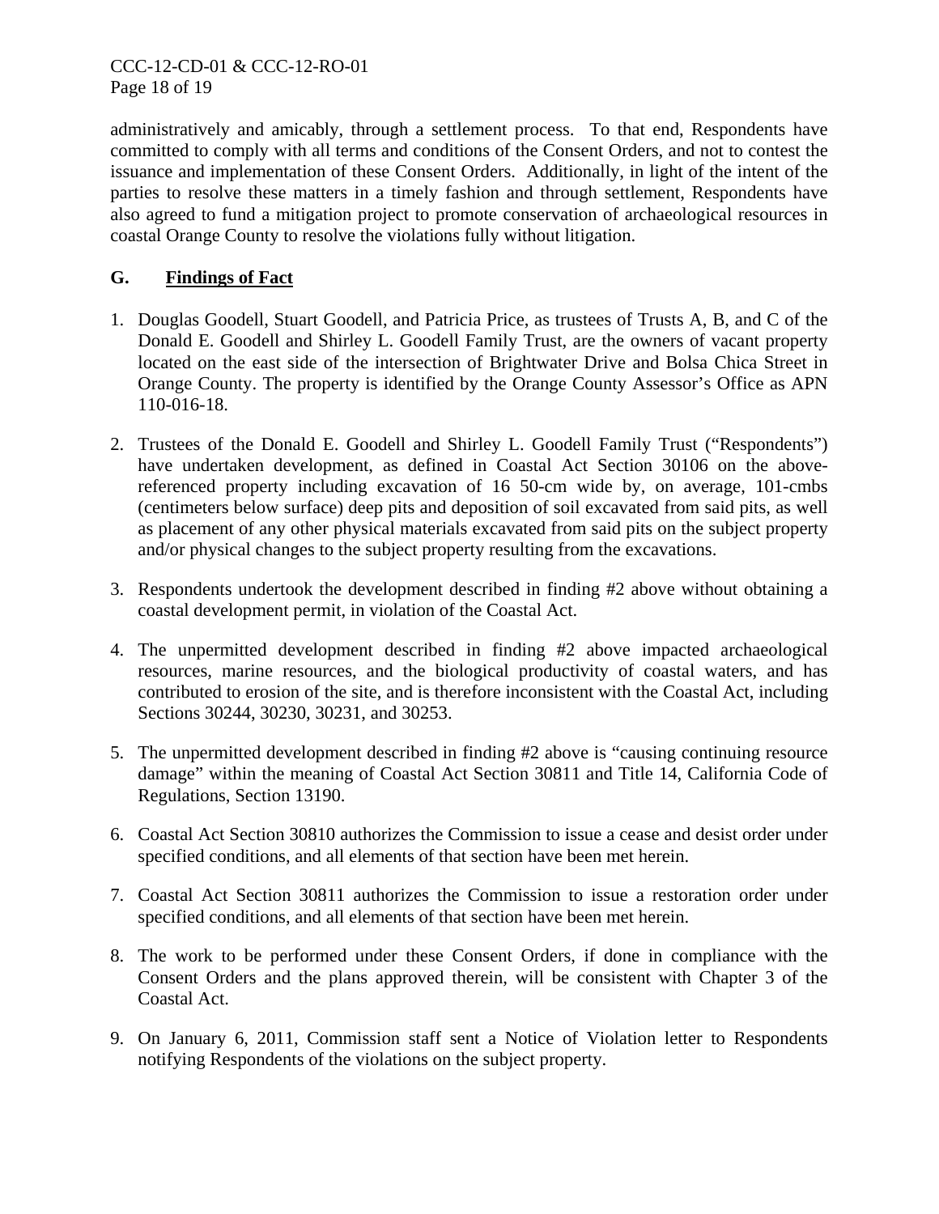administratively and amicably, through a settlement process. To that end, Respondents have committed to comply with all terms and conditions of the Consent Orders, and not to contest the issuance and implementation of these Consent Orders. Additionally, in light of the intent of the parties to resolve these matters in a timely fashion and through settlement, Respondents have also agreed to fund a mitigation project to promote conservation of archaeological resources in coastal Orange County to resolve the violations fully without litigation.

## G. Findings of Fact

1. Douglas Goodell, Stuart Goodell, and Patricia Price, as trustees of Trusts A, B, and C of the Donald E. Goodell and Shirley L. Goodell Family Trust, are the owners of vacant property located on the east side of the intersection of Brightwater Drive and Bolsa Chica Street in Orange County. The property is identified by the Orange County Assessor's Office as APN 110-016-18.

2. Trustees of the Donald E. Goodell and Shirley L. Goodell Family Trust ("Respondents") have undertaken development, as defined in Coastal Act Section 30106 on the above-referenced property including excavation of 16 50-cm wide by, on average, 101-cmbs (centimeters below surface) deep pits and deposition of soil excavated from said pits, as well as placement of any other physical materials excavated from said pits on the subject property and/or physical changes to the subject property resulting from the excavations.

3. Respondents undertook the development described in finding #2 above without obtaining a coastal development permit, in violation of the Coastal Act.

4. The unpermitted development described in finding #2 above impacted archaeological resources, marine resources, and the biological productivity of coastal waters, and has contributed to erosion of the site, and is therefore inconsistent with the Coastal Act, including Sections 30244, 30230, 30231, and 30253.

5. The unpermitted development described in finding #2 above is "causing continuing resource damage" within the meaning of Coastal Act Section 30811 and Title 14, California Code of Regulations, Section 13190.

6. Coastal Act Section 30810 authorizes the Commission to issue a cease and desist order under specified conditions, and all elements of that section have been met herein.

7. Coastal Act Section 30811 authorizes the Commission to issue a restoration order under specified conditions, and all elements of that section have been met herein.

8. The work to be performed under these Consent Orders, if done in compliance with the Consent Orders and the plans approved therein, will be consistent with Chapter 3 of the Coastal Act.

9. On January 6, 2011, Commission staff sent a Notice of Violation letter to Respondents notifying Respondents of the violations on the subject property.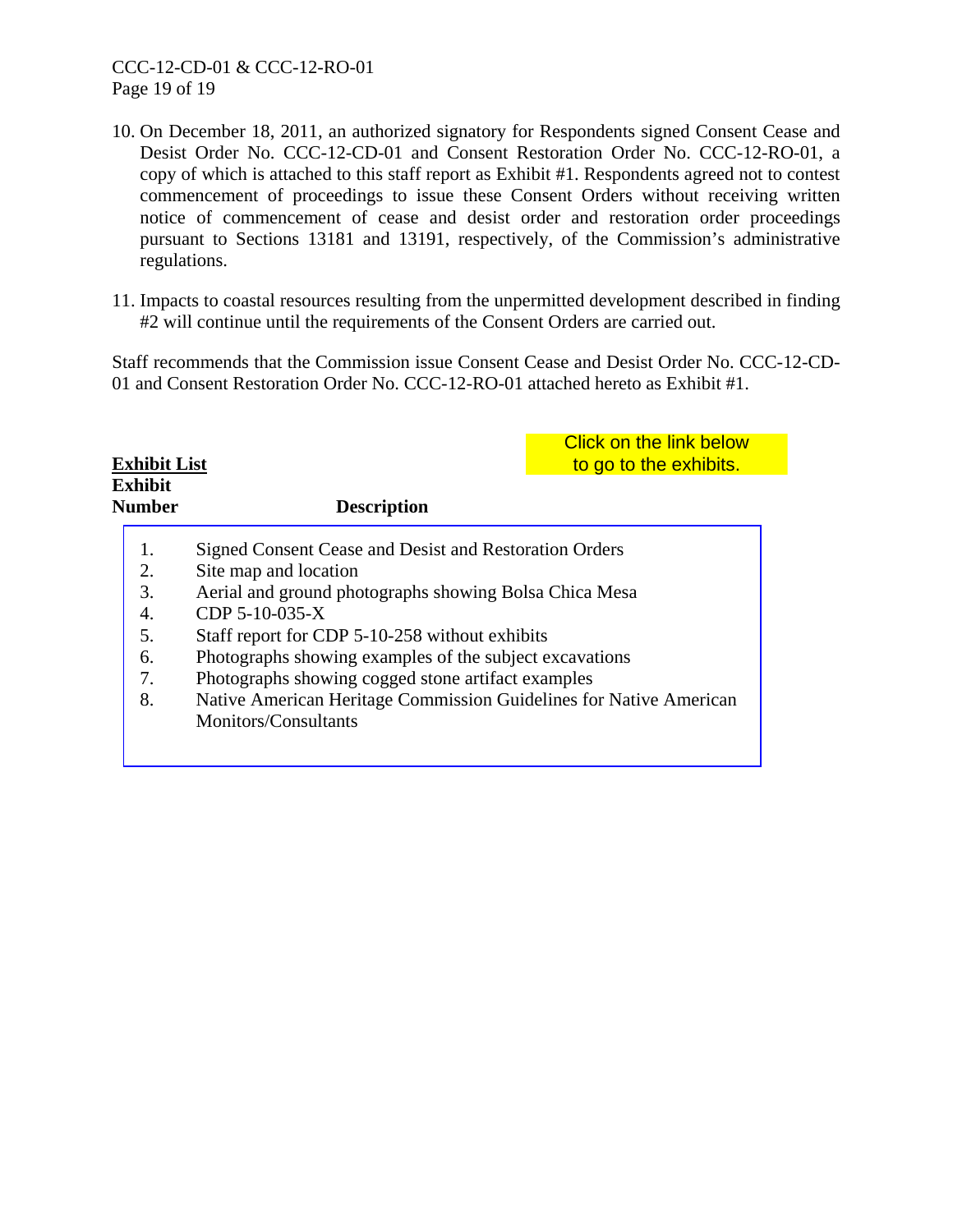10. On December 18, 2011, an authorized signatory for Respondents signed Consent Cease and Desist Order No. CCC-12-CD-01 and Consent Restoration Order No. CCC-12-RO-01, a copy of which is attached to this staff report as Exhibit #1. Respondents agreed not to contest commencement of proceedings to issue these Consent Orders without receiving written notice of commencement of cease and desist order and restoration order proceedings pursuant to Sections 13181 and 13191, respectively, of the Commission's administrative regulations.

11. Impacts to coastal resources resulting from the unpermitted development described in finding #2 will continue until the requirements of the Consent Orders are carried out.

Staff recommends that the Commission issue Consent Cease and Desist Order No. CCC-12-CD-01 and Consent Restoration Order No. CCC-12-RO-01 attached hereto as Exhibit #1.

Click on the link below to go to the exhibits.

**Exhibit List**

| Exhibit Number | Description |
|---|---|
| 1. | Signed Consent Cease and Desist and Restoration Orders |
| 2. | Site map and location |
| 3. | Aerial and ground photographs showing Bolsa Chica Mesa |
| 4. | CDP 5-10-035-X |
| 5. | Staff report for CDP 5-10-258 without exhibits |
| 6. | Photographs showing examples of the subject excavations |
| 7. | Photographs showing cogged stone artifact examples |
| 8. | Native American Heritage Commission Guidelines for Native American Monitors/Consultants |